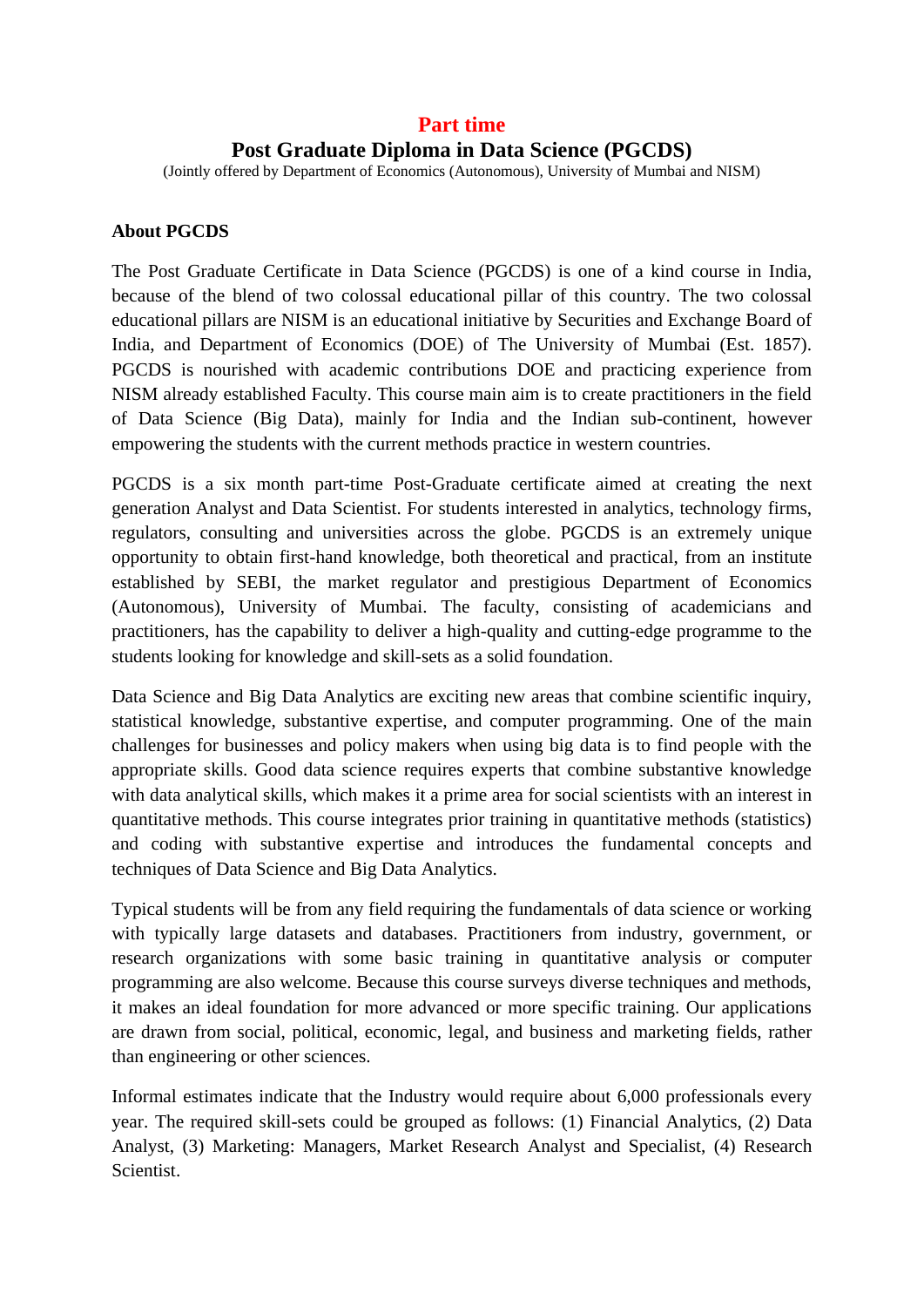# Part time

# Post Graduate Diploma in Data Science (PGCDS)

(Jointly offered by Department of Economics (Autonomous), University of Mumbai and NISM)

**About PGCDS**

The Post Graduate Certificate in Data Science (PGCDS) is one of a kind course in India, because of the blend of two colossal educational pillar of this country. The two colossal educational pillars are NISM is an educational initiative by Securities and Exchange Board of India, and Department of Economics (DOE) of The University of Mumbai (Est. 1857). PGCDS is nourished with academic contributions DOE and practicing experience from NISM already established Faculty. This course main aim is to create practitioners in the field of Data Science (Big Data), mainly for India and the Indian sub-continent, however empowering the students with the current methods practice in western countries.

PGCDS is a six month part-time Post-Graduate certificate aimed at creating the next generation Analyst and Data Scientist. For students interested in analytics, technology firms, regulators, consulting and universities across the globe. PGCDS is an extremely unique opportunity to obtain first-hand knowledge, both theoretical and practical, from an institute established by SEBI, the market regulator and prestigious Department of Economics (Autonomous), University of Mumbai. The faculty, consisting of academicians and practitioners, has the capability to deliver a high-quality and cutting-edge programme to the students looking for knowledge and skill-sets as a solid foundation.

Data Science and Big Data Analytics are exciting new areas that combine scientific inquiry, statistical knowledge, substantive expertise, and computer programming. One of the main challenges for businesses and policy makers when using big data is to find people with the appropriate skills. Good data science requires experts that combine substantive knowledge with data analytical skills, which makes it a prime area for social scientists with an interest in quantitative methods. This course integrates prior training in quantitative methods (statistics) and coding with substantive expertise and introduces the fundamental concepts and techniques of Data Science and Big Data Analytics.

Typical students will be from any field requiring the fundamentals of data science or working with typically large datasets and databases. Practitioners from industry, government, or research organizations with some basic training in quantitative analysis or computer programming are also welcome. Because this course surveys diverse techniques and methods, it makes an ideal foundation for more advanced or more specific training. Our applications are drawn from social, political, economic, legal, and business and marketing fields, rather than engineering or other sciences.

Informal estimates indicate that the Industry would require about 6,000 professionals every year. The required skill-sets could be grouped as follows: (1) Financial Analytics, (2) Data Analyst, (3) Marketing: Managers, Market Research Analyst and Specialist, (4) Research Scientist.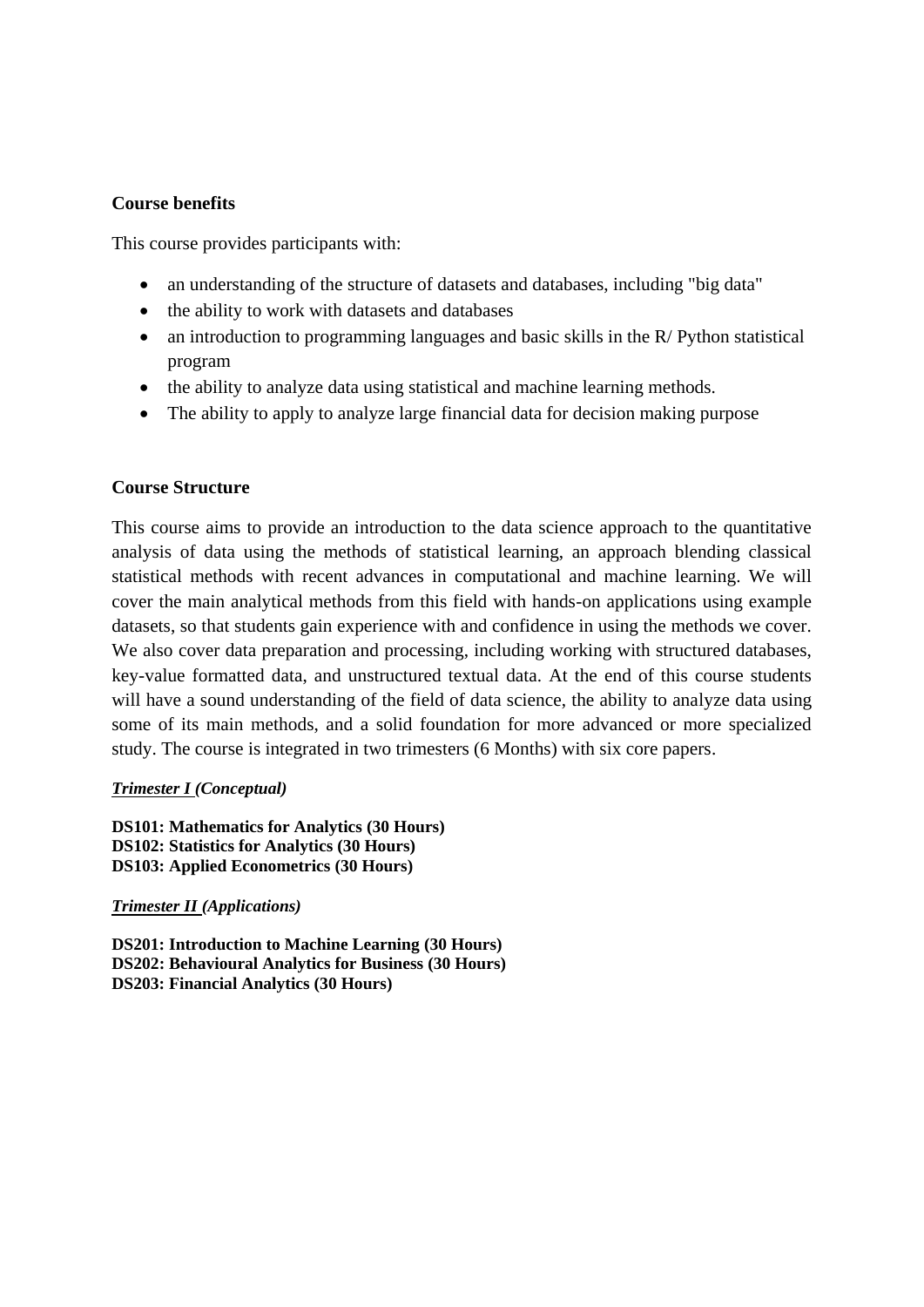**Course benefits**

This course provides participants with:

- an understanding of the structure of datasets and databases, including "big data"
- the ability to work with datasets and databases
- an introduction to programming languages and basic skills in the R/ Python statistical program
- the ability to analyze data using statistical and machine learning methods.
- The ability to apply to analyze large financial data for decision making purpose

**Course Structure**

This course aims to provide an introduction to the data science approach to the quantitative analysis of data using the methods of statistical learning, an approach blending classical statistical methods with recent advances in computational and machine learning. We will cover the main analytical methods from this field with hands-on applications using example datasets, so that students gain experience with and confidence in using the methods we cover. We also cover data preparation and processing, including working with structured databases, key-value formatted data, and unstructured textual data. At the end of this course students will have a sound understanding of the field of data science, the ability to analyze data using some of its main methods, and a solid foundation for more advanced or more specialized study. The course is integrated in two trimesters (6 Months) with six core papers.

***Trimester I (Conceptual)***

**DS101: Mathematics for Analytics (30 Hours)**
**DS102: Statistics for Analytics (30 Hours)**
**DS103: Applied Econometrics (30 Hours)**

***Trimester II (Applications)***

**DS201: Introduction to Machine Learning (30 Hours)**
**DS202: Behavioural Analytics for Business (30 Hours)**
**DS203: Financial Analytics (30 Hours)**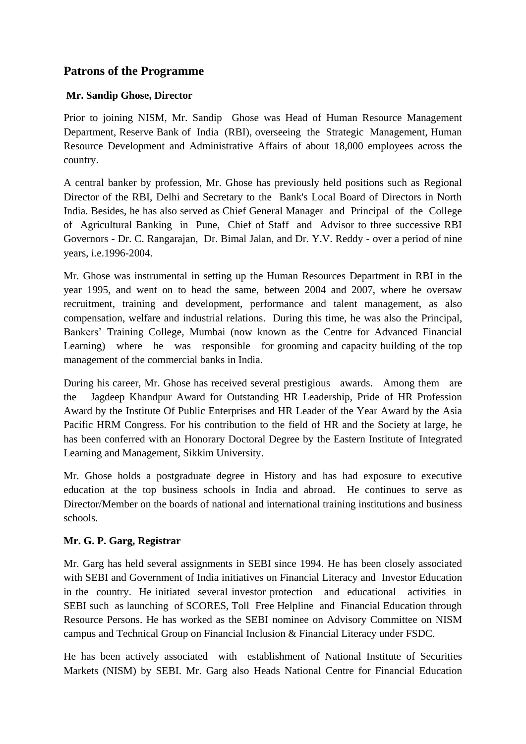## Patrons of the Programme

**Mr. Sandip Ghose, Director**

Prior to joining NISM, Mr. Sandip Ghose was Head of Human Resource Management Department, Reserve Bank of India (RBI), overseeing the Strategic Management, Human Resource Development and Administrative Affairs of about 18,000 employees across the country.

A central banker by profession, Mr. Ghose has previously held positions such as Regional Director of the RBI, Delhi and Secretary to the Bank's Local Board of Directors in North India. Besides, he has also served as Chief General Manager and Principal of the College of Agricultural Banking in Pune, Chief of Staff and Advisor to three successive RBI Governors - Dr. C. Rangarajan, Dr. Bimal Jalan, and Dr. Y.V. Reddy - over a period of nine years, i.e.1996-2004.

Mr. Ghose was instrumental in setting up the Human Resources Department in RBI in the year 1995, and went on to head the same, between 2004 and 2007, where he oversaw recruitment, training and development, performance and talent management, as also compensation, welfare and industrial relations. During this time, he was also the Principal, Bankers' Training College, Mumbai (now known as the Centre for Advanced Financial Learning) where he was responsible for grooming and capacity building of the top management of the commercial banks in India.

During his career, Mr. Ghose has received several prestigious awards. Among them are the Jagdeep Khandpur Award for Outstanding HR Leadership, Pride of HR Profession Award by the Institute Of Public Enterprises and HR Leader of the Year Award by the Asia Pacific HRM Congress. For his contribution to the field of HR and the Society at large, he has been conferred with an Honorary Doctoral Degree by the Eastern Institute of Integrated Learning and Management, Sikkim University.

Mr. Ghose holds a postgraduate degree in History and has had exposure to executive education at the top business schools in India and abroad. He continues to serve as Director/Member on the boards of national and international training institutions and business schools.

**Mr. G. P. Garg, Registrar**

Mr. Garg has held several assignments in SEBI since 1994. He has been closely associated with SEBI and Government of India initiatives on Financial Literacy and Investor Education in the country. He initiated several investor protection and educational activities in SEBI such as launching of SCORES, Toll Free Helpline and Financial Education through Resource Persons. He has worked as the SEBI nominee on Advisory Committee on NISM campus and Technical Group on Financial Inclusion & Financial Literacy under FSDC.

He has been actively associated with establishment of National Institute of Securities Markets (NISM) by SEBI. Mr. Garg also Heads National Centre for Financial Education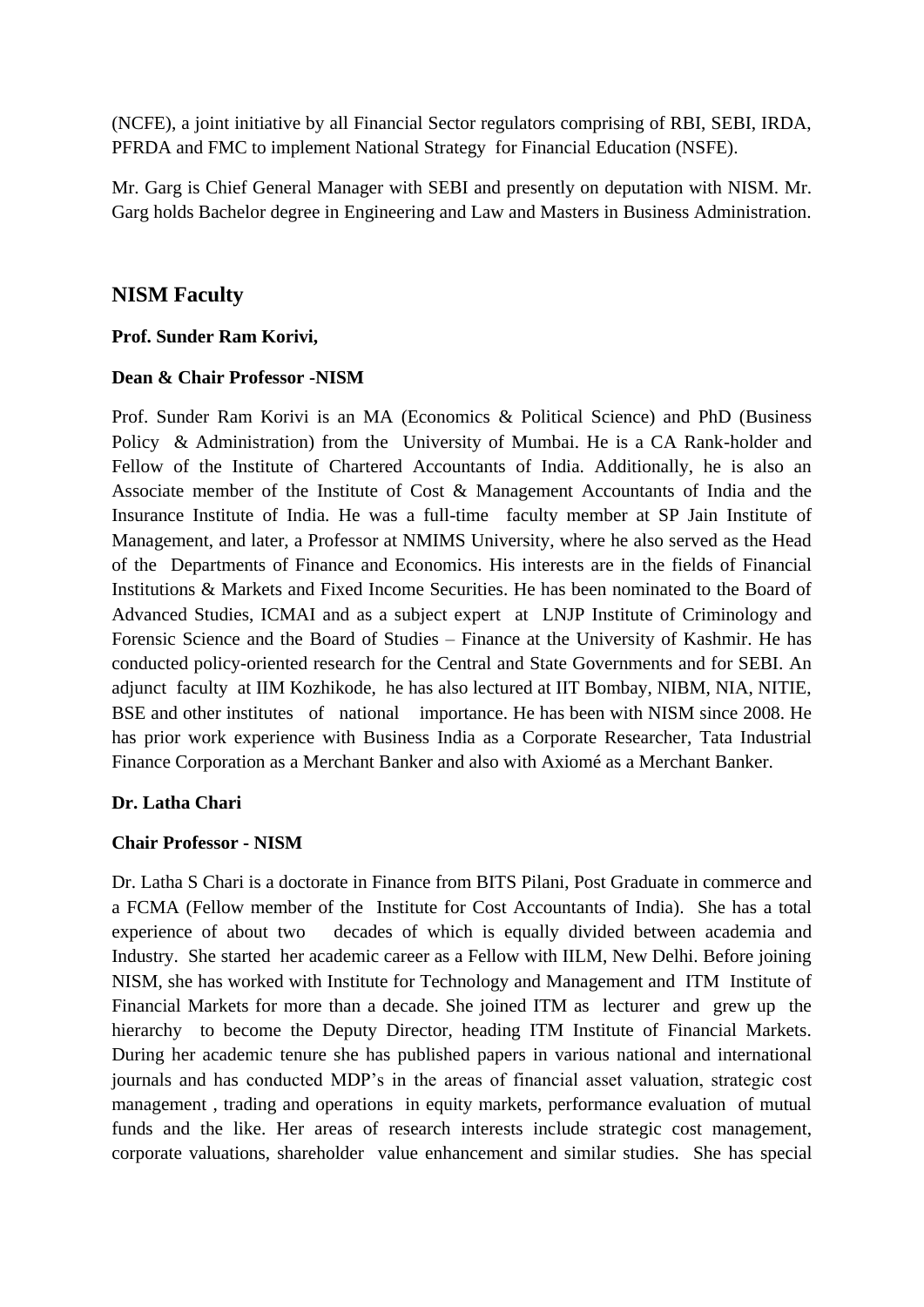(NCFE), a joint initiative by all Financial Sector regulators comprising of RBI, SEBI, IRDA, PFRDA and FMC to implement National Strategy for Financial Education (NSFE).

Mr. Garg is Chief General Manager with SEBI and presently on deputation with NISM. Mr. Garg holds Bachelor degree in Engineering and Law and Masters in Business Administration.

## NISM Faculty

**Prof. Sunder Ram Korivi,**

**Dean & Chair Professor -NISM**

Prof. Sunder Ram Korivi is an MA (Economics & Political Science) and PhD (Business Policy & Administration) from the University of Mumbai. He is a CA Rank-holder and Fellow of the Institute of Chartered Accountants of India. Additionally, he is also an Associate member of the Institute of Cost & Management Accountants of India and the Insurance Institute of India. He was a full-time faculty member at SP Jain Institute of Management, and later, a Professor at NMIMS University, where he also served as the Head of the Departments of Finance and Economics. His interests are in the fields of Financial Institutions & Markets and Fixed Income Securities. He has been nominated to the Board of Advanced Studies, ICMAI and as a subject expert at LNJP Institute of Criminology and Forensic Science and the Board of Studies – Finance at the University of Kashmir. He has conducted policy-oriented research for the Central and State Governments and for SEBI. An adjunct faculty at IIM Kozhikode, he has also lectured at IIT Bombay, NIBM, NIA, NITIE, BSE and other institutes of national importance. He has been with NISM since 2008. He has prior work experience with Business India as a Corporate Researcher, Tata Industrial Finance Corporation as a Merchant Banker and also with Axiomé as a Merchant Banker.

**Dr. Latha Chari**

**Chair Professor - NISM**

Dr. Latha S Chari is a doctorate in Finance from BITS Pilani, Post Graduate in commerce and a FCMA (Fellow member of the Institute for Cost Accountants of India). She has a total experience of about two decades of which is equally divided between academia and Industry. She started her academic career as a Fellow with IILM, New Delhi. Before joining NISM, she has worked with Institute for Technology and Management and ITM Institute of Financial Markets for more than a decade. She joined ITM as lecturer and grew up the hierarchy to become the Deputy Director, heading ITM Institute of Financial Markets. During her academic tenure she has published papers in various national and international journals and has conducted MDP's in the areas of financial asset valuation, strategic cost management , trading and operations in equity markets, performance evaluation of mutual funds and the like. Her areas of research interests include strategic cost management, corporate valuations, shareholder value enhancement and similar studies. She has special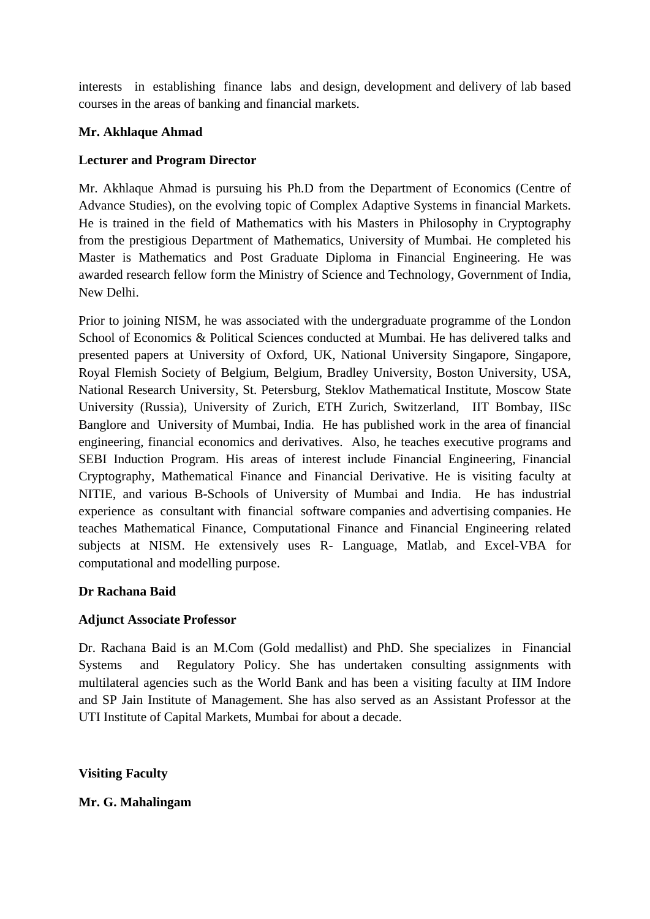interests in establishing finance labs and design, development and delivery of lab based courses in the areas of banking and financial markets.

**Mr. Akhlaque Ahmad**

**Lecturer and Program Director**

Mr. Akhlaque Ahmad is pursuing his Ph.D from the Department of Economics (Centre of Advance Studies), on the evolving topic of Complex Adaptive Systems in financial Markets. He is trained in the field of Mathematics with his Masters in Philosophy in Cryptography from the prestigious Department of Mathematics, University of Mumbai. He completed his Master is Mathematics and Post Graduate Diploma in Financial Engineering. He was awarded research fellow form the Ministry of Science and Technology, Government of India, New Delhi.

Prior to joining NISM, he was associated with the undergraduate programme of the London School of Economics & Political Sciences conducted at Mumbai. He has delivered talks and presented papers at University of Oxford, UK, National University Singapore, Singapore, Royal Flemish Society of Belgium, Belgium, Bradley University, Boston University, USA, National Research University, St. Petersburg, Steklov Mathematical Institute, Moscow State University (Russia), University of Zurich, ETH Zurich, Switzerland, IIT Bombay, IISc Banglore and University of Mumbai, India. He has published work in the area of financial engineering, financial economics and derivatives. Also, he teaches executive programs and SEBI Induction Program. His areas of interest include Financial Engineering, Financial Cryptography, Mathematical Finance and Financial Derivative. He is visiting faculty at NITIE, and various B-Schools of University of Mumbai and India. He has industrial experience as consultant with financial software companies and advertising companies. He teaches Mathematical Finance, Computational Finance and Financial Engineering related subjects at NISM. He extensively uses R- Language, Matlab, and Excel-VBA for computational and modelling purpose.

**Dr Rachana Baid**

**Adjunct Associate Professor**

Dr. Rachana Baid is an M.Com (Gold medallist) and PhD. She specializes in Financial Systems and Regulatory Policy. She has undertaken consulting assignments with multilateral agencies such as the World Bank and has been a visiting faculty at IIM Indore and SP Jain Institute of Management. She has also served as an Assistant Professor at the UTI Institute of Capital Markets, Mumbai for about a decade.

**Visiting Faculty**

**Mr. G. Mahalingam**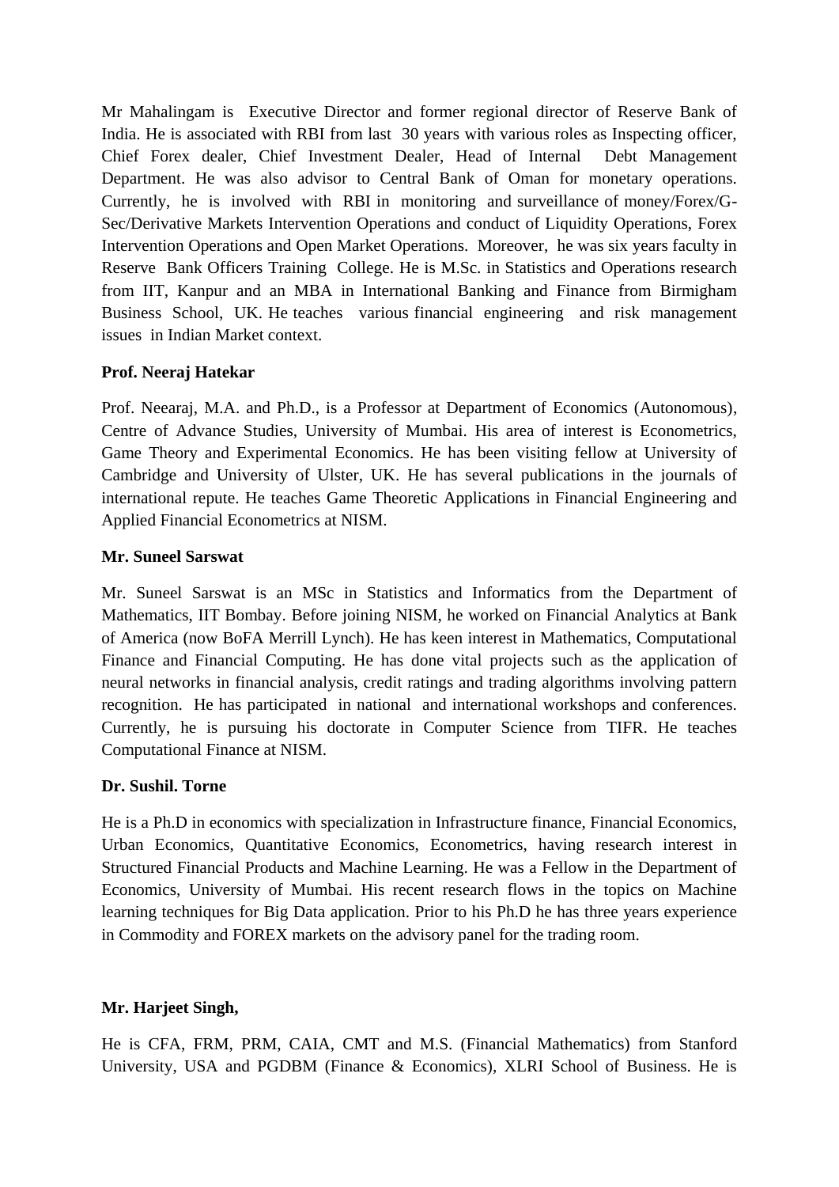Mr Mahalingam is Executive Director and former regional director of Reserve Bank of India. He is associated with RBI from last 30 years with various roles as Inspecting officer, Chief Forex dealer, Chief Investment Dealer, Head of Internal Debt Management Department. He was also advisor to Central Bank of Oman for monetary operations. Currently, he is involved with RBI in monitoring and surveillance of money/Forex/G-Sec/Derivative Markets Intervention Operations and conduct of Liquidity Operations, Forex Intervention Operations and Open Market Operations. Moreover, he was six years faculty in Reserve Bank Officers Training College. He is M.Sc. in Statistics and Operations research from IIT, Kanpur and an MBA in International Banking and Finance from Birmigham Business School, UK. He teaches various financial engineering and risk management issues in Indian Market context.

**Prof. Neeraj Hatekar**

Prof. Neearaj, M.A. and Ph.D., is a Professor at Department of Economics (Autonomous), Centre of Advance Studies, University of Mumbai. His area of interest is Econometrics, Game Theory and Experimental Economics. He has been visiting fellow at University of Cambridge and University of Ulster, UK. He has several publications in the journals of international repute. He teaches Game Theoretic Applications in Financial Engineering and Applied Financial Econometrics at NISM.

**Mr. Suneel Sarswat**

Mr. Suneel Sarswat is an MSc in Statistics and Informatics from the Department of Mathematics, IIT Bombay. Before joining NISM, he worked on Financial Analytics at Bank of America (now BoFA Merrill Lynch). He has keen interest in Mathematics, Computational Finance and Financial Computing. He has done vital projects such as the application of neural networks in financial analysis, credit ratings and trading algorithms involving pattern recognition. He has participated in national and international workshops and conferences. Currently, he is pursuing his doctorate in Computer Science from TIFR. He teaches Computational Finance at NISM.

**Dr. Sushil. Torne**

He is a Ph.D in economics with specialization in Infrastructure finance, Financial Economics, Urban Economics, Quantitative Economics, Econometrics, having research interest in Structured Financial Products and Machine Learning. He was a Fellow in the Department of Economics, University of Mumbai. His recent research flows in the topics on Machine learning techniques for Big Data application. Prior to his Ph.D he has three years experience in Commodity and FOREX markets on the advisory panel for the trading room.

**Mr. Harjeet Singh,**

He is CFA, FRM, PRM, CAIA, CMT and M.S. (Financial Mathematics) from Stanford University, USA and PGDBM (Finance & Economics), XLRI School of Business. He is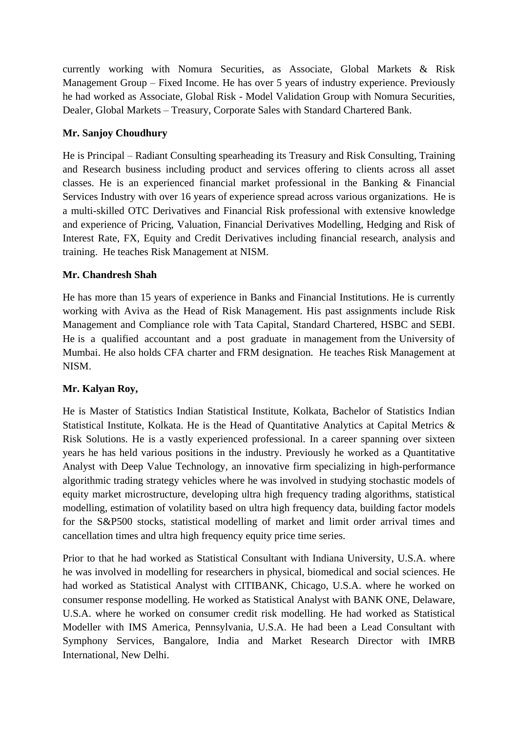currently working with Nomura Securities, as Associate, Global Markets & Risk Management Group – Fixed Income. He has over 5 years of industry experience. Previously he had worked as Associate, Global Risk - Model Validation Group with Nomura Securities, Dealer, Global Markets – Treasury, Corporate Sales with Standard Chartered Bank.

**Mr. Sanjoy Choudhury**

He is Principal – Radiant Consulting spearheading its Treasury and Risk Consulting, Training and Research business including product and services offering to clients across all asset classes. He is an experienced financial market professional in the Banking & Financial Services Industry with over 16 years of experience spread across various organizations. He is a multi-skilled OTC Derivatives and Financial Risk professional with extensive knowledge and experience of Pricing, Valuation, Financial Derivatives Modelling, Hedging and Risk of Interest Rate, FX, Equity and Credit Derivatives including financial research, analysis and training. He teaches Risk Management at NISM.

**Mr. Chandresh Shah**

He has more than 15 years of experience in Banks and Financial Institutions. He is currently working with Aviva as the Head of Risk Management. His past assignments include Risk Management and Compliance role with Tata Capital, Standard Chartered, HSBC and SEBI. He is a qualified accountant and a post graduate in management from the University of Mumbai. He also holds CFA charter and FRM designation. He teaches Risk Management at NISM.

**Mr. Kalyan Roy,**

He is Master of Statistics Indian Statistical Institute, Kolkata, Bachelor of Statistics Indian Statistical Institute, Kolkata. He is the Head of Quantitative Analytics at Capital Metrics & Risk Solutions. He is a vastly experienced professional. In a career spanning over sixteen years he has held various positions in the industry. Previously he worked as a Quantitative Analyst with Deep Value Technology, an innovative firm specializing in high-performance algorithmic trading strategy vehicles where he was involved in studying stochastic models of equity market microstructure, developing ultra high frequency trading algorithms, statistical modelling, estimation of volatility based on ultra high frequency data, building factor models for the S&P500 stocks, statistical modelling of market and limit order arrival times and cancellation times and ultra high frequency equity price time series.

Prior to that he had worked as Statistical Consultant with Indiana University, U.S.A. where he was involved in modelling for researchers in physical, biomedical and social sciences. He had worked as Statistical Analyst with CITIBANK, Chicago, U.S.A. where he worked on consumer response modelling. He worked as Statistical Analyst with BANK ONE, Delaware, U.S.A. where he worked on consumer credit risk modelling. He had worked as Statistical Modeller with IMS America, Pennsylvania, U.S.A. He had been a Lead Consultant with Symphony Services, Bangalore, India and Market Research Director with IMRB International, New Delhi.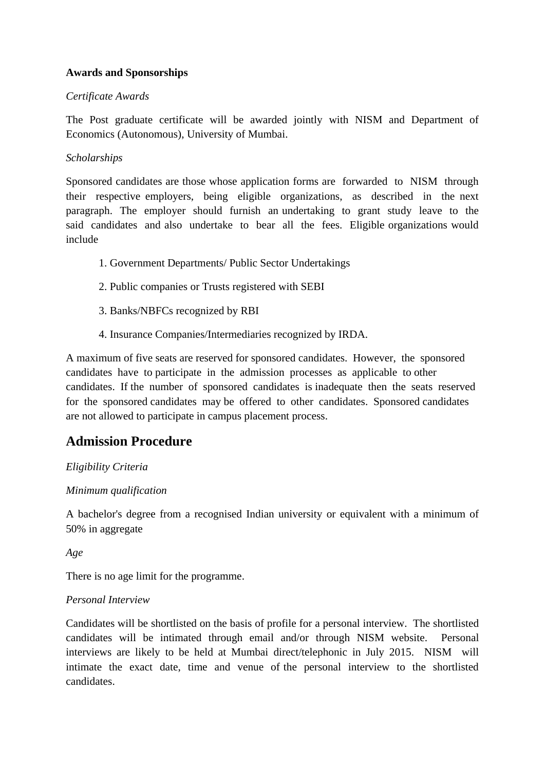**Awards and Sponsorships**

*Certificate Awards*

The Post graduate certificate will be awarded jointly with NISM and Department of Economics (Autonomous), University of Mumbai.

*Scholarships*

Sponsored candidates are those whose application forms are forwarded to NISM through their respective employers, being eligible organizations, as described in the next paragraph. The employer should furnish an undertaking to grant study leave to the said candidates and also undertake to bear all the fees. Eligible organizations would include

1. Government Departments/ Public Sector Undertakings
2. Public companies or Trusts registered with SEBI
3. Banks/NBFCs recognized by RBI
4. Insurance Companies/Intermediaries recognized by IRDA.

A maximum of five seats are reserved for sponsored candidates. However, the sponsored candidates have to participate in the admission processes as applicable to other candidates. If the number of sponsored candidates is inadequate then the seats reserved for the sponsored candidates may be offered to other candidates. Sponsored candidates are not allowed to participate in campus placement process.

## Admission Procedure

*Eligibility Criteria*

*Minimum qualification*

A bachelor's degree from a recognised Indian university or equivalent with a minimum of 50% in aggregate

*Age*

There is no age limit for the programme.

*Personal Interview*

Candidates will be shortlisted on the basis of profile for a personal interview. The shortlisted candidates will be intimated through email and/or through NISM website. Personal interviews are likely to be held at Mumbai direct/telephonic in July 2015. NISM will intimate the exact date, time and venue of the personal interview to the shortlisted candidates.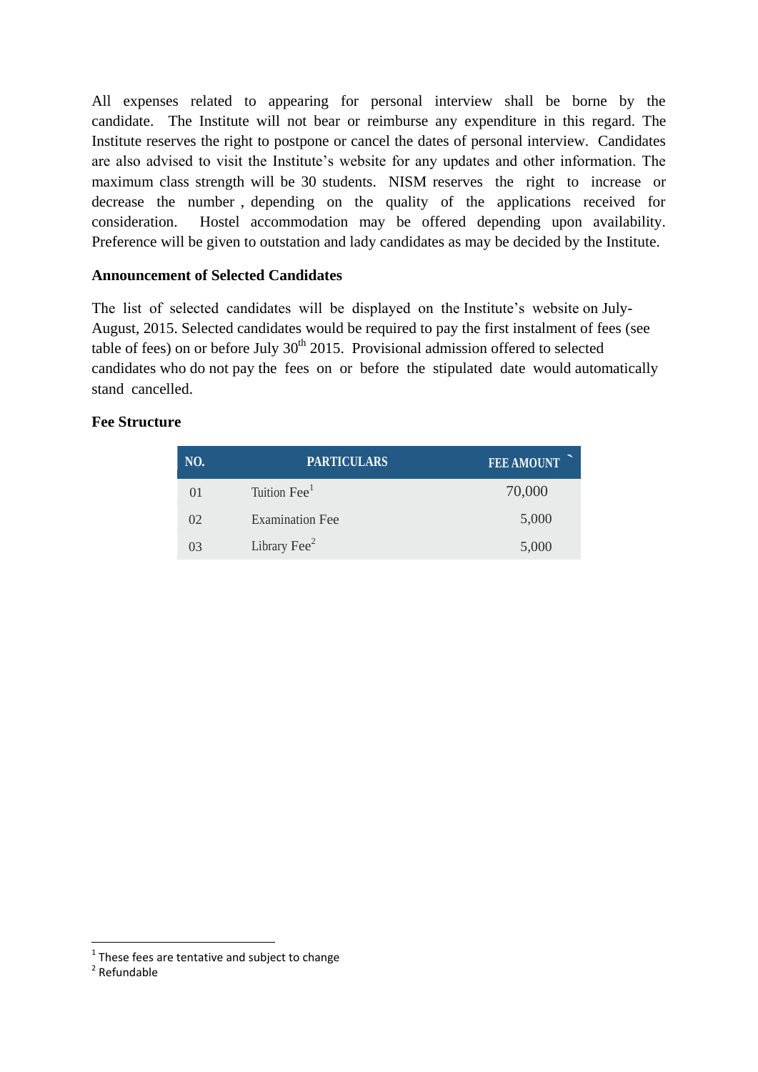All expenses related to appearing for personal interview shall be borne by the candidate. The Institute will not bear or reimburse any expenditure in this regard. The Institute reserves the right to postpone or cancel the dates of personal interview. Candidates are also advised to visit the Institute's website for any updates and other information. The maximum class strength will be 30 students. NISM reserves the right to increase or decrease the number , depending on the quality of the applications received for consideration. Hostel accommodation may be offered depending upon availability. Preference will be given to outstation and lady candidates as may be decided by the Institute.

**Announcement of Selected Candidates**

The list of selected candidates will be displayed on the Institute's website on July-August, 2015. Selected candidates would be required to pay the first instalment of fees (see table of fees) on or before July 30th 2015. Provisional admission offered to selected candidates who do not pay the fees on or before the stipulated date would automatically stand cancelled.

**Fee Structure**

| NO. | PARTICULARS | FEE AMOUNT ` |
|---|---|---|
| 01 | Tuition Fee[1] | 70,000 |
| 02 | Examination Fee | 5,000 |
| 03 | Library Fee[2] | 5,000 |

[1] These fees are tentative and subject to change

[2] Refundable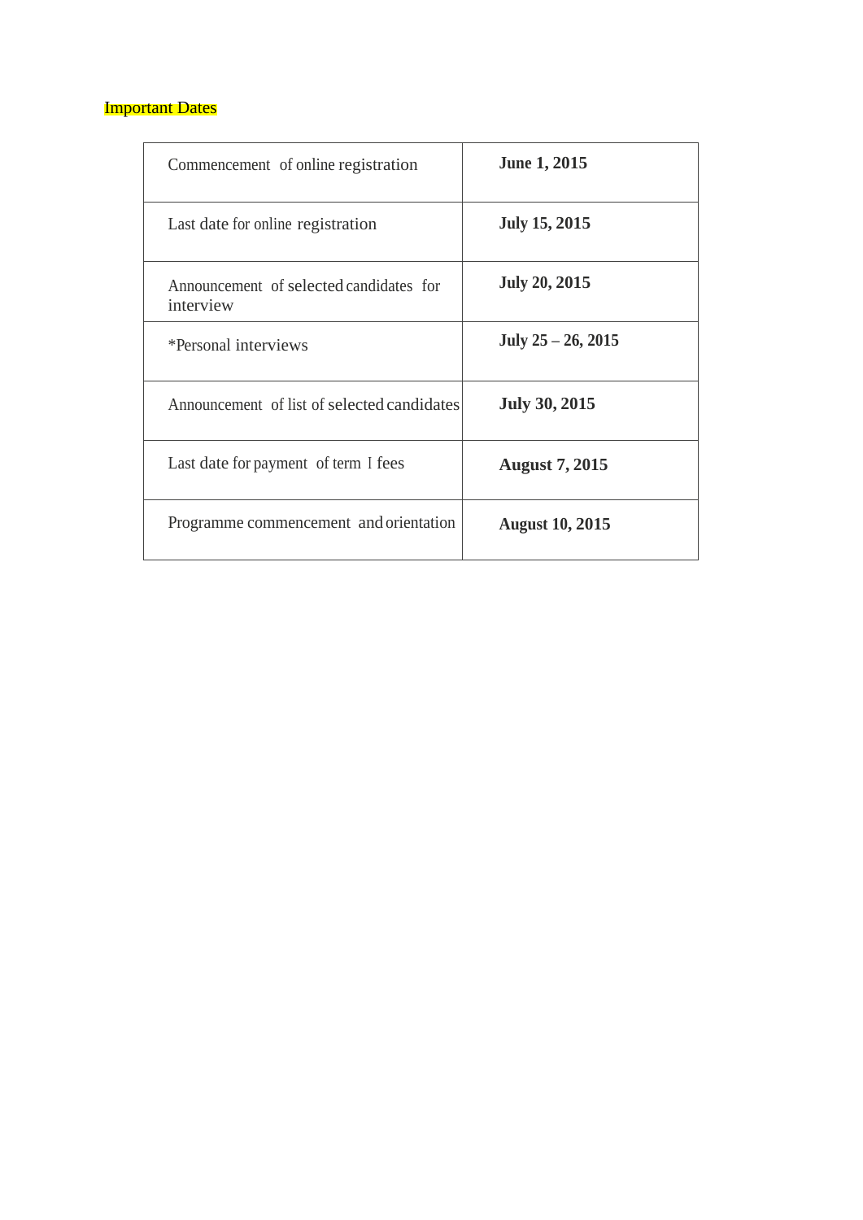Important Dates

| | |
|---|---|
| Commencement of online registration | **June 1, 2015** |
| Last date for online registration | **July 15, 2015** |
| Announcement of selected candidates for interview | **July 20, 2015** |
| *Personal interviews | **July 25 – 26, 2015** |
| Announcement of list of selected candidates | **July 30, 2015** |
| Last date for payment of term I fees | **August 7, 2015** |
| Programme commencement and orientation | **August 10, 2015** |